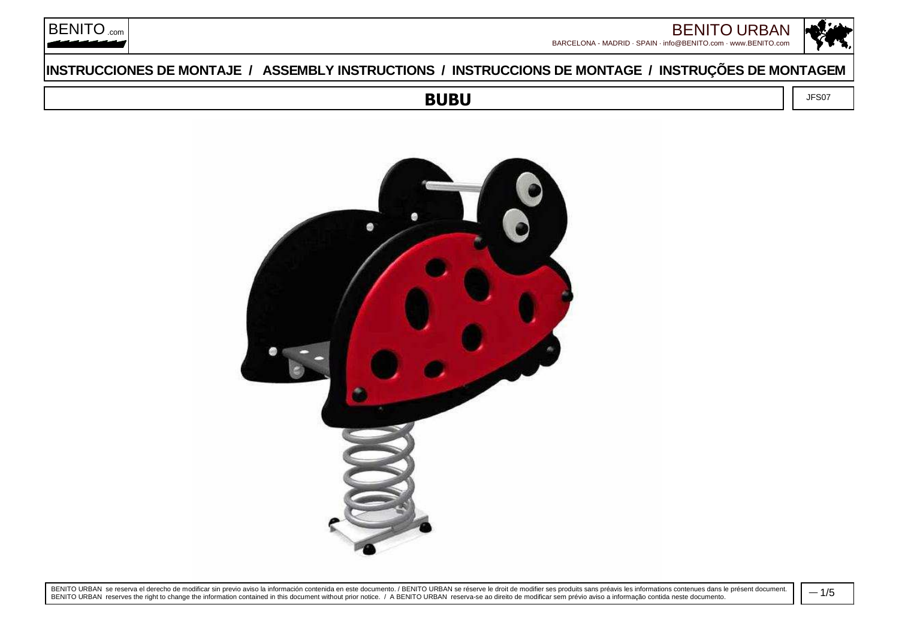# INSTRUCCIONES DE MONTAJE / ASSEMBLY INSTRUCTIONS / INSTRUCCIONS DE MONTAGE / INSTRUÇÕES DE MONTAGEM

## BUBU

JFS07

BENITO URBAN se reserva el derecho de modificar sin previo aviso la información contenida en este documento. / BENITO URBAN se réserve le droit de modifier ses produits sans préavis les informations contenues dans le présent document.
BENITO URBAN reserves the right to change the information contained in this document without prior notice. / A BENITO URBAN reserva-se ao direito de modificar sem prévio aviso a informação contida neste documento.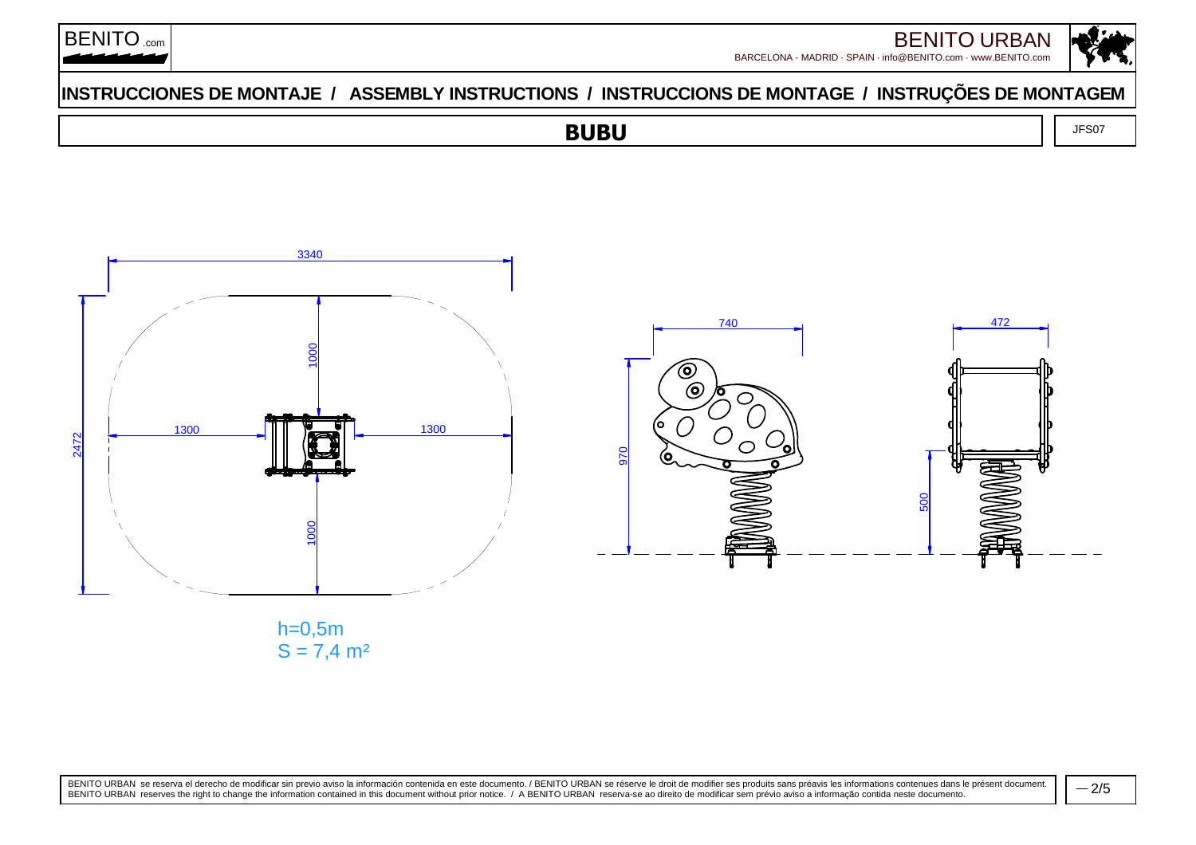# INSTRUCCIONES DE MONTAJE / ASSEMBLY INSTRUCTIONS / INSTRUCCIONS DE MONTAGE / INSTRUÇÕES DE MONTAGEM

## BUBU

JFS07

3340

1000

1300

1300

2472

1000

740

472

970

500

h=0,5m

$S = 7,4\ m^2$

BENITO URBAN se reserva el derecho de modificar sin previo aviso la información contenida en este documento. / BENITO URBAN se réserve le droit de modifier ses produits sans préavis les informations contenues dans le présent document.
BENITO URBAN reserves the right to change the information contained in this document without prior notice. / A BENITO URBAN reserva-se ao direito de modificar sem prévio aviso a informação contida neste documento.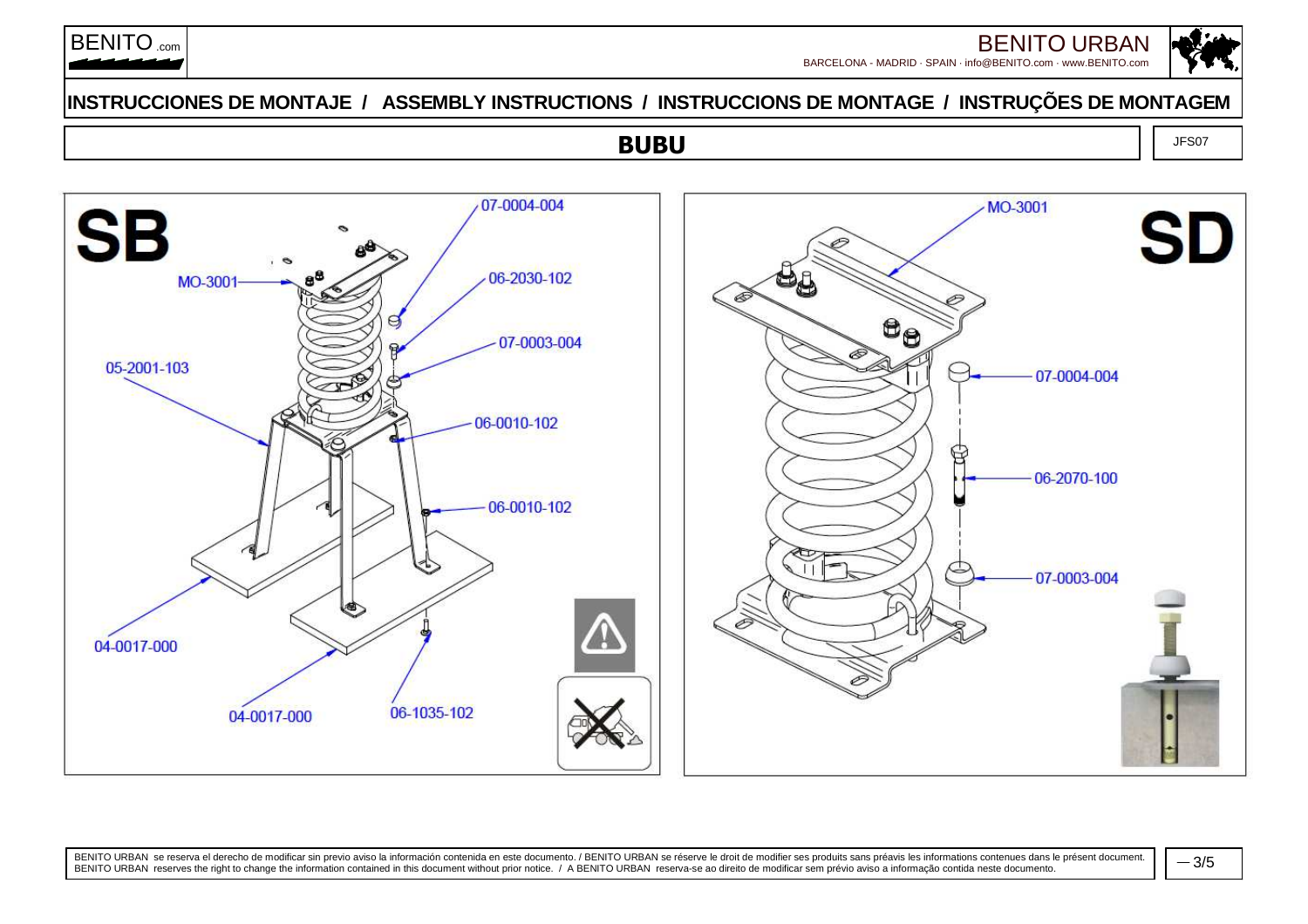# INSTRUCCIONES DE MONTAJE / ASSEMBLY INSTRUCTIONS / INSTRUCCIONS DE MONTAGE / INSTRUÇÕES DE MONTAGEM

## BUBU

JFS07

**SB**

MO-3001

07-0004-004

06-2030-102

07-0003-004

05-2001-103

06-0010-102

06-0010-102

04-0017-000

04-0017-000

06-1035-102

**SD**

MO-3001

07-0004-004

06-2070-100

07-0003-004

BENITO URBAN se reserva el derecho de modificar sin previo aviso la información contenida en este documento. / BENITO URBAN se réserve le droit de modifier ses produits sans préavis les informations contenues dans le présent document.
BENITO URBAN reserves the right to change the information contained in this document without prior notice. / A BENITO URBAN reserva-se ao direito de modificar sem prévio aviso a informação contida neste documento.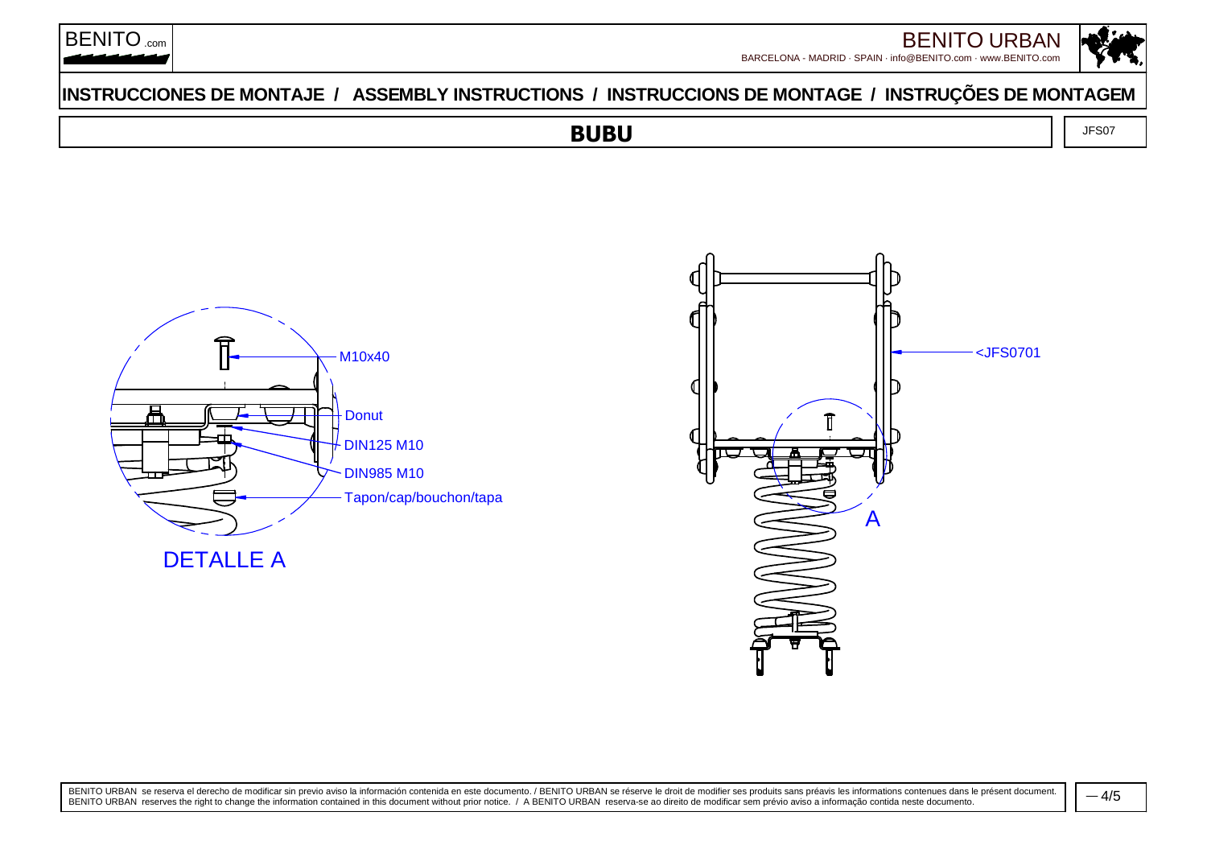# INSTRUCCIONES DE MONTAJE / ASSEMBLY INSTRUCTIONS / INSTRUCCIONS DE MONTAGE / INSTRUÇÕES DE MONTAGEM

## BUBU

JFS07

M10x40

Donut

DIN125 M10

DIN985 M10

Tapon/cap/bouchon/tapa

DETALLE A

<JFS0701

A

BENITO URBAN se reserva el derecho de modificar sin previo aviso la información contenida en este documento. / BENITO URBAN se réserve le droit de modifier ses produits sans préavis les informations contenues dans le présent document.
BENITO URBAN reserves the right to change the information contained in this document without prior notice. / A BENITO URBAN reserva-se ao direito de modificar sem prévio aviso a informação contida neste documento.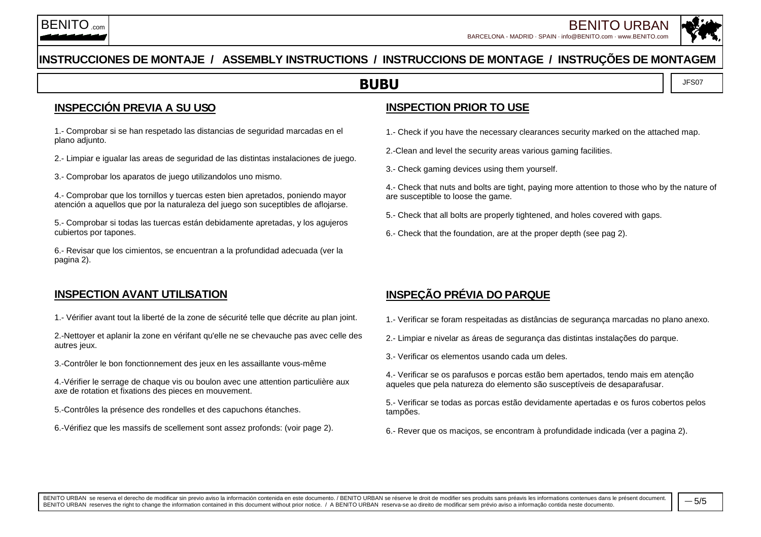# INSTRUCCIONES DE MONTAJE / ASSEMBLY INSTRUCTIONS / INSTRUCCIONS DE MONTAGE / INSTRUÇÕES DE MONTAGEM

## BUBU

JFS07

### INSPECCIÓN PREVIA A SU USO

1.- Comprobar si se han respetado las distancias de seguridad marcadas en el plano adjunto.

2.- Limpiar e igualar las areas de seguridad de las distintas instalaciones de juego.

3.- Comprobar los aparatos de juego utilizandolos uno mismo.

4.- Comprobar que los tornillos y tuercas esten bien apretados, poniendo mayor atención a aquellos que por la naturaleza del juego son suceptibles de aflojarse.

5.- Comprobar si todas las tuercas están debidamente apretadas, y los agujeros cubiertos por tapones.

6.- Revisar que los cimientos, se encuentran a la profundidad adecuada (ver la pagina 2).

### INSPECTION PRIOR TO USE

1.- Check if you have the necessary clearances security marked on the attached map.

2.-Clean and level the security areas various gaming facilities.

3.- Check gaming devices using them yourself.

4.- Check that nuts and bolts are tight, paying more attention to those who by the nature of are susceptible to loose the game.

5.- Check that all bolts are properly tightened, and holes covered with gaps.

6.- Check that the foundation, are at the proper depth (see pag 2).

### INSPECTION AVANT UTILISATION

1.- Vérifier avant tout la liberté de la zone de sécurité telle que décrite au plan joint.

2.-Nettoyer et aplanir la zone en vérifant qu'elle ne se chevauche pas avec celle des autres jeux.

3.-Contrôler le bon fonctionnement des jeux en les assaillante vous-même

4.-Vérifier le serrage de chaque vis ou boulon avec une attention particulière aux axe de rotation et fixations des pieces en mouvement.

5.-Contrôles la présence des rondelles et des capuchons étanches.

6.-Vérifiez que les massifs de scellement sont assez profonds: (voir page 2).

### INSPEÇÃO PRÉVIA DO PARQUE

1.- Verificar se foram respeitadas as distâncias de segurança marcadas no plano anexo.

2.- Limpiar e nivelar as áreas de segurança das distintas instalações do parque.

3.- Verificar os elementos usando cada um deles.

4.- Verificar se os parafusos e porcas estão bem apertados, tendo mais em atenção aqueles que pela natureza do elemento são susceptíveis de desaparafusar.

5.- Verificar se todas as porcas estão devidamente apertadas e os furos cobertos pelos tampões.

6.- Rever que os maciços, se encontram à profundidade indicada (ver a pagina 2).